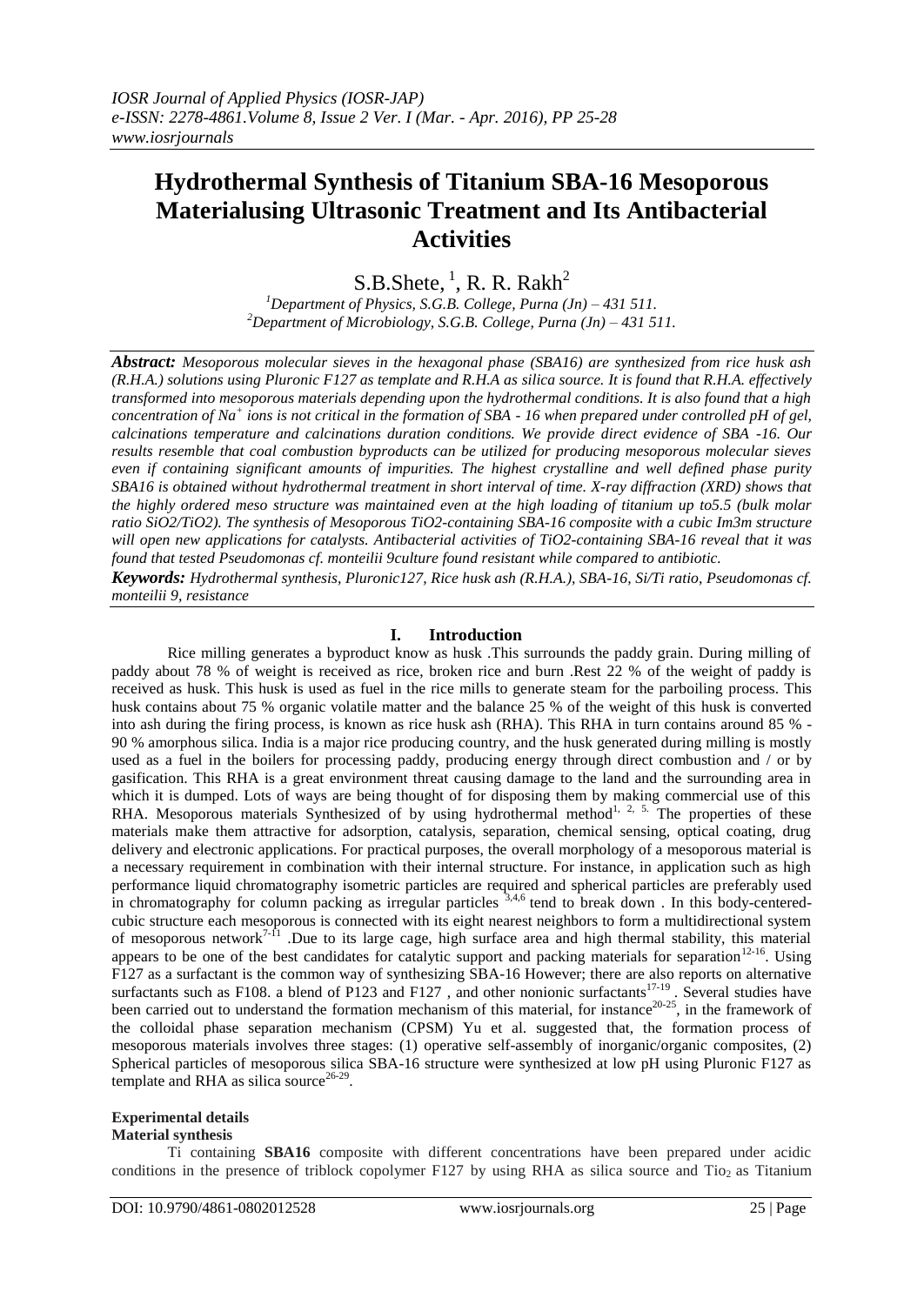# Hydrothermal Synthesis of Titanium SBA-16 Mesoporous Materialusing Ultrasonic Treatment and Its Antibacterial Activities

S.B.Shete, [1], R. R. Rakh[2]

[1]Department of Physics, S.G.B. College, Purna (Jn) – 431 511.
[2]Department of Microbiology, S.G.B. College, Purna (Jn) – 431 511.

***Abstract:*** *Mesoporous molecular sieves in the hexagonal phase (SBA16) are synthesized from rice husk ash (R.H.A.) solutions using Pluronic F127 as template and R.H.A as silica source. It is found that R.H.A. effectively transformed into mesoporous materials depending upon the hydrothermal conditions. It is also found that a high concentration of $Na^+$ ions is not critical in the formation of SBA - 16 when prepared under controlled pH of gel, calcinations temperature and calcinations duration conditions. We provide direct evidence of SBA -16. Our results resemble that coal combustion byproducts can be utilized for producing mesoporous molecular sieves even if containing significant amounts of impurities. The highest crystalline and well defined phase purity SBA16 is obtained without hydrothermal treatment in short interval of time. X-ray diffraction (XRD) shows that the highly ordered meso structure was maintained even at the high loading of titanium up to5.5 (bulk molar ratio $SiO2/TiO2$). The synthesis of Mesoporous TiO2-containing SBA-16 composite with a cubic Im3m structure will open new applications for catalysts. Antibacterial activities of TiO2-containing SBA-16 reveal that it was found that tested Pseudomonas cf. monteilii 9culture found resistant while compared to antibiotic.*

***Keywords:*** *Hydrothermal synthesis, Pluronic127, Rice husk ash (R.H.A.), SBA-16, Si/Ti ratio, Pseudomonas cf. monteilii 9, resistance*

## I. Introduction

Rice milling generates a byproduct know as husk .This surrounds the paddy grain. During milling of paddy about 78 % of weight is received as rice, broken rice and burn .Rest 22 % of the weight of paddy is received as husk. This husk is used as fuel in the rice mills to generate steam for the parboiling process. This husk contains about 75 % organic volatile matter and the balance 25 % of the weight of this husk is converted into ash during the firing process, is known as rice husk ash (RHA). This RHA in turn contains around 85 % - 90 % amorphous silica. India is a major rice producing country, and the husk generated during milling is mostly used as a fuel in the boilers for processing paddy, producing energy through direct combustion and / or by gasification. This RHA is a great environment threat causing damage to the land and the surrounding area in which it is dumped. Lots of ways are being thought of for disposing them by making commercial use of this RHA. Mesoporous materials Synthesized of by using hydrothermal method[1, 2, 5.] The properties of these materials make them attractive for adsorption, catalysis, separation, chemical sensing, optical coating, drug delivery and electronic applications. For practical purposes, the overall morphology of a mesoporous material is a necessary requirement in combination with their internal structure. For instance, in application such as high performance liquid chromatography isometric particles are required and spherical particles are preferably used in chromatography for column packing as irregular particles [3,4,6] tend to break down . In this body-centered-cubic structure each mesoporous is connected with its eight nearest neighbors to form a multidirectional system of mesoporous network[7-11] .Due to its large cage, high surface area and high thermal stability, this material appears to be one of the best candidates for catalytic support and packing materials for separation[12-16]. Using F127 as a surfactant is the common way of synthesizing SBA-16 However; there are also reports on alternative surfactants such as F108. a blend of P123 and F127 , and other nonionic surfactants[17-19] . Several studies have been carried out to understand the formation mechanism of this material, for instance[20-25], in the framework of the colloidal phase separation mechanism (CPSM) Yu et al. suggested that, the formation process of mesoporous materials involves three stages: (1) operative self-assembly of inorganic/organic composites, (2) Spherical particles of mesoporous silica SBA-16 structure were synthesized at low pH using Pluronic F127 as template and RHA as silica source[26-29].

### Experimental details

#### Material synthesis

Ti containing **SBA16** composite with different concentrations have been prepared under acidic conditions in the presence of triblock copolymer F127 by using RHA as silica source and $Tio_2$ as Titanium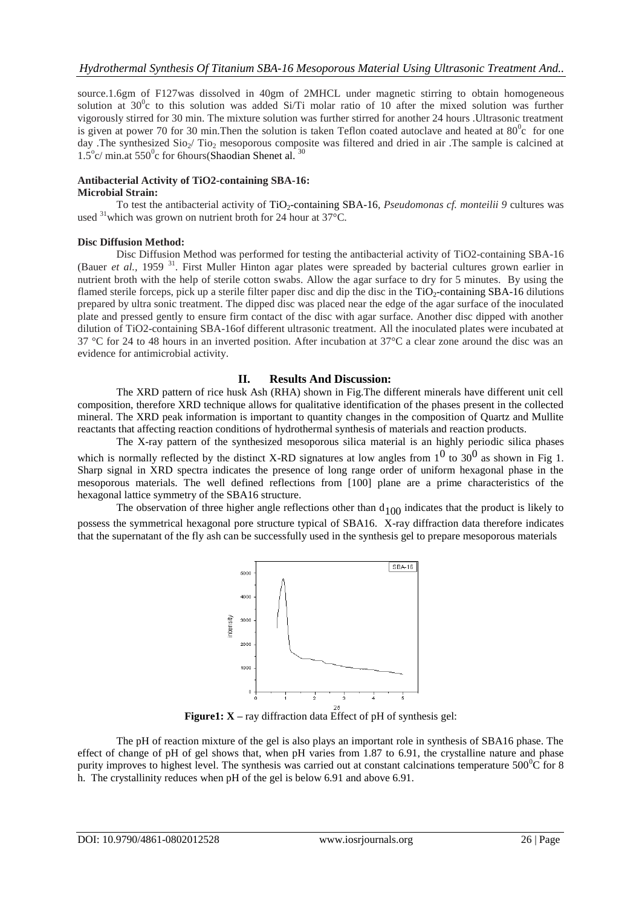source.1.6gm of F127was dissolved in 40gm of 2MHCL under magnetic stirring to obtain homogeneous solution at $30^0$c to this solution was added Si/Ti molar ratio of 10 after the mixed solution was further vigorously stirred for 30 min. The mixture solution was further stirred for another 24 hours .Ultrasonic treatment is given at power 70 for 30 min.Then the solution is taken Teflon coated autoclave and heated at $80^0$c for one day .The synthesized $Sio_2$/ $Tio_2$ mesoporous composite was filtered and dried in air .The sample is calcined at $1.5^o$c/ min.at $550^0$c for 6hours(Shaodian Shenet al. [30]

**Antibacterial Activity of TiO2-containing SBA-16:**

**Microbial Strain:**

To test the antibacterial activity of $TiO_2$-containing SBA-16, *Pseudomonas cf. monteilii 9* cultures was used [31]which was grown on nutrient broth for 24 hour at 37°C.

**Disc Diffusion Method:**

Disc Diffusion Method was performed for testing the antibacterial activity of TiO2-containing SBA-16 (Bauer *et al.*, 1959 [31]. First Muller Hinton agar plates were spreaded by bacterial cultures grown earlier in nutrient broth with the help of sterile cotton swabs. Allow the agar surface to dry for 5 minutes. By using the flamed sterile forceps, pick up a sterile filter paper disc and dip the disc in the $TiO_2$-containing SBA-16 dilutions prepared by ultra sonic treatment. The dipped disc was placed near the edge of the agar surface of the inoculated plate and pressed gently to ensure firm contact of the disc with agar surface. Another disc dipped with another dilution of TiO2-containing SBA-16of different ultrasonic treatment. All the inoculated plates were incubated at 37 °C for 24 to 48 hours in an inverted position. After incubation at 37°C a clear zone around the disc was an evidence for antimicrobial activity.

## II. Results And Discussion:

The XRD pattern of rice husk Ash (RHA) shown in Fig.The different minerals have different unit cell composition, therefore XRD technique allows for qualitative identification of the phases present in the collected mineral. The XRD peak information is important to quantity changes in the composition of Quartz and Mullite reactants that affecting reaction conditions of hydrothermal synthesis of materials and reaction products.

The X-ray pattern of the synthesized mesoporous silica material is an highly periodic silica phases which is normally reflected by the distinct X-RD signatures at low angles from $1^0$ to $30^0$ as shown in Fig 1. Sharp signal in XRD spectra indicates the presence of long range order of uniform hexagonal phase in the mesoporous materials. The well defined reflections from [100] plane are a prime characteristics of the hexagonal lattice symmetry of the SBA16 structure.

The observation of three higher angle reflections other than $d_{100}$ indicates that the product is likely to possess the symmetrical hexagonal pore structure typical of SBA16. X-ray diffraction data therefore indicates that the supernatant of the fly ash can be successfully used in the synthesis gel to prepare mesoporous materials

SBA-16

intensity

5000
4000
3000
2000
1000
0

0 1 2 3 4 5

2θ

**Figure1: X** – ray diffraction data Effect of pH of synthesis gel:

The pH of reaction mixture of the gel is also plays an important role in synthesis of SBA16 phase. The effect of change of pH of gel shows that, when pH varies from 1.87 to 6.91, the crystalline nature and phase purity improves to highest level. The synthesis was carried out at constant calcinations temperature $500^0$C for 8 h. The crystallinity reduces when pH of the gel is below 6.91 and above 6.91.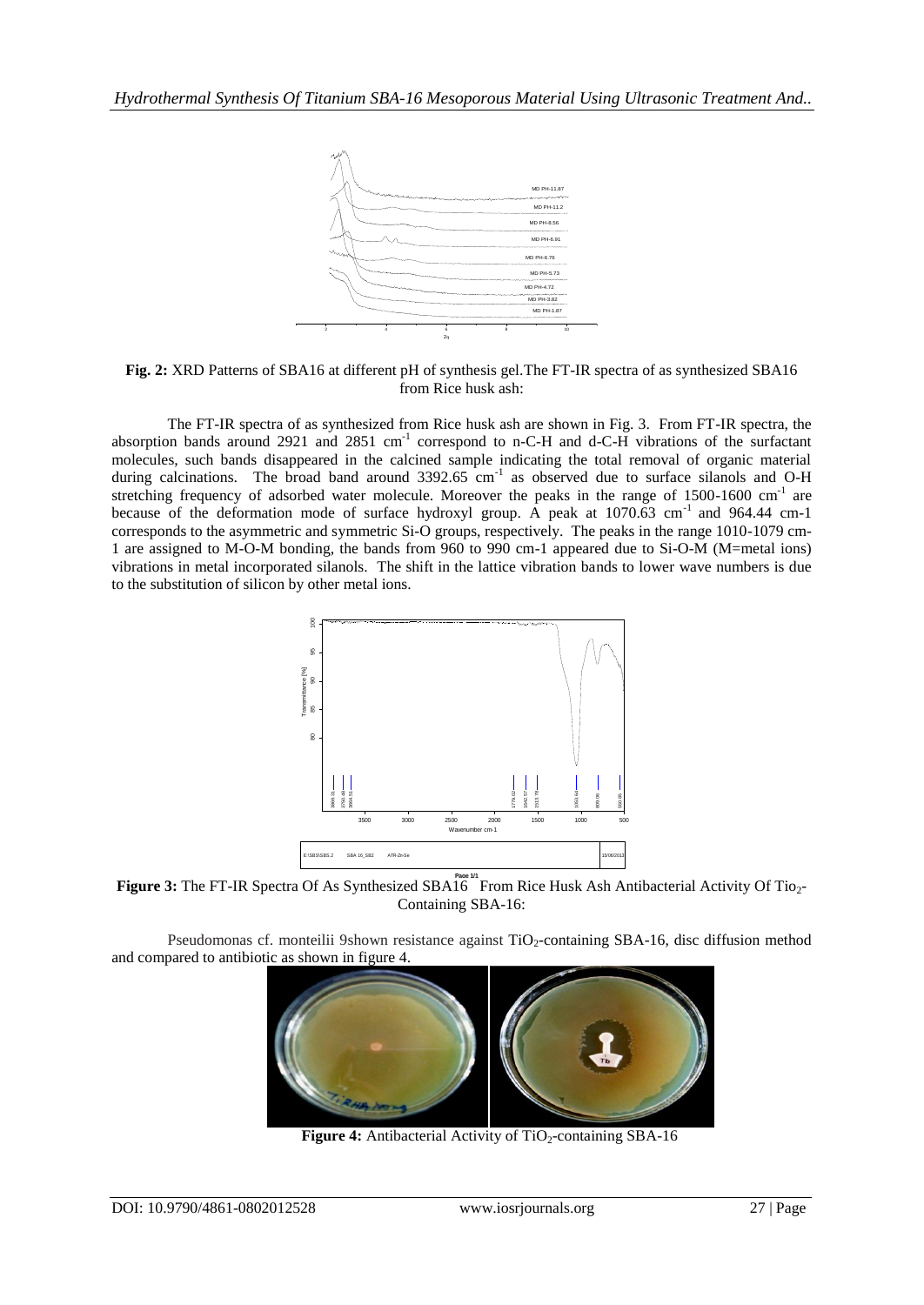**Fig. 2:** XRD Patterns of SBA16 at different pH of synthesis gel.The FT-IR spectra of as synthesized SBA16 from Rice husk ash:

The FT-IR spectra of as synthesized from Rice husk ash are shown in Fig. 3. From FT-IR spectra, the absorption bands around 2921 and 2851 $cm^{-1}$ correspond to n-C-H and d-C-H vibrations of the surfactant molecules, such bands disappeared in the calcined sample indicating the total removal of organic material during calcinations. The broad band around 3392.65 $cm^{-1}$ as observed due to surface silanols and O-H stretching frequency of adsorbed water molecule. Moreover the peaks in the range of 1500-1600 $cm^{-1}$ are because of the deformation mode of surface hydroxyl group. A peak at 1070.63 $cm^{-1}$ and 964.44 cm-1 corresponds to the asymmetric and symmetric Si-O groups, respectively. The peaks in the range 1010-1079 cm-1 are assigned to M-O-M bonding, the bands from 960 to 990 cm-1 appeared due to Si-O-M (M=metal ions) vibrations in metal incorporated silanols. The shift in the lattice vibration bands to lower wave numbers is due to the substitution of silicon by other metal ions.

**Figure 3:** The FT-IR Spectra Of As Synthesized SBA16 From Rice Husk Ash Antibacterial Activity Of $TiO_2$-Containing SBA-16:

Pseudomonas cf. monteilii 9shown resistance against $TiO_2$-containing SBA-16, disc diffusion method and compared to antibiotic as shown in figure 4.

**Figure 4:** Antibacterial Activity of $TiO_2$-containing SBA-16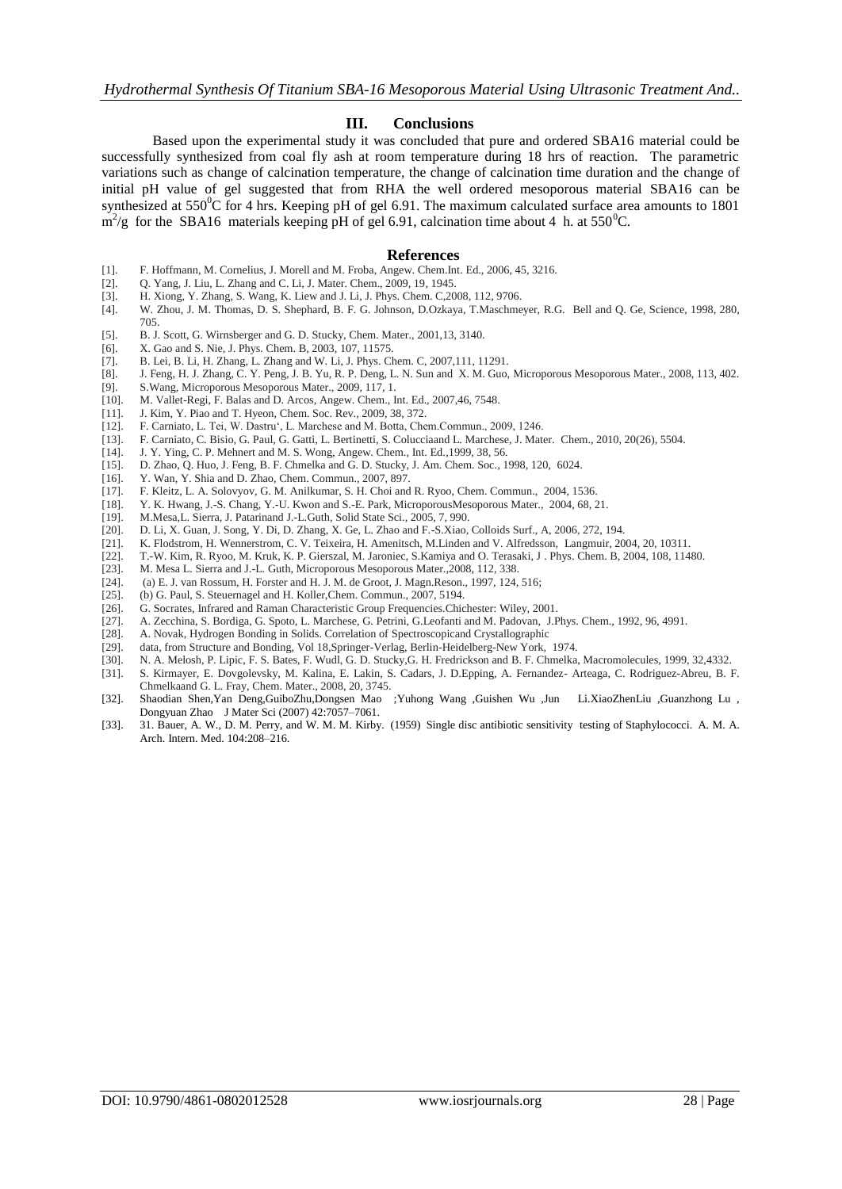## III. Conclusions

Based upon the experimental study it was concluded that pure and ordered SBA16 material could be successfully synthesized from coal fly ash at room temperature during 18 hrs of reaction. The parametric variations such as change of calcination temperature, the change of calcination time duration and the change of initial pH value of gel suggested that from RHA the well ordered mesoporous material SBA16 can be synthesized at $550^0$C for 4 hrs. Keeping pH of gel 6.91. The maximum calculated surface area amounts to 1801 $m^2$/g for the SBA16 materials keeping pH of gel 6.91, calcination time about 4 h. at $550^0$C.

## References

[1]. F. Hoffmann, M. Cornelius, J. Morell and M. Froba, Angew. Chem.Int. Ed., 2006, 45, 3216.
[2]. Q. Yang, J. Liu, L. Zhang and C. Li, J. Mater. Chem., 2009, 19, 1945.
[3]. H. Xiong, Y. Zhang, S. Wang, K. Liew and J. Li, J. Phys. Chem. C,2008, 112, 9706.
[4]. W. Zhou, J. M. Thomas, D. S. Shephard, B. F. G. Johnson, D.Ozkaya, T.Maschmeyer, R.G. Bell and Q. Ge, Science, 1998, 280, 705.
[5]. B. J. Scott, G. Wirnsberger and G. D. Stucky, Chem. Mater., 2001,13, 3140.
[6]. X. Gao and S. Nie, J. Phys. Chem. B, 2003, 107, 11575.
[7]. B. Lei, B. Li, H. Zhang, L. Zhang and W. Li, J. Phys. Chem. C, 2007,111, 11291.
[8]. J. Feng, H. J. Zhang, C. Y. Peng, J. B. Yu, R. P. Deng, L. N. Sun and X. M. Guo, Microporous Mesoporous Mater., 2008, 113, 402.
[9]. S.Wang, Microporous Mesoporous Mater., 2009, 117, 1.
[10]. M. Vallet-Regi, F. Balas and D. Arcos, Angew. Chem., Int. Ed., 2007,46, 7548.
[11]. J. Kim, Y. Piao and T. Hyeon, Chem. Soc. Rev., 2009, 38, 372.
[12]. F. Carniato, L. Tei, W. Dastru', L. Marchese and M. Botta, Chem.Commun., 2009, 1246.
[13]. F. Carniato, C. Bisio, G. Paul, G. Gatti, L. Bertinetti, S. Coluccia and L. Marchese, J. Mater. Chem., 2010, 20(26), 5504.
[14]. J. Y. Ying, C. P. Mehnert and M. S. Wong, Angew. Chem., Int. Ed.,1999, 38, 56.
[15]. D. Zhao, Q. Huo, J. Feng, B. F. Chmelka and G. D. Stucky, J. Am. Chem. Soc., 1998, 120, 6024.
[16]. Y. Wan, Y. Shia and D. Zhao, Chem. Commun., 2007, 897.
[17]. F. Kleitz, L. A. Solovyov, G. M. Anilkumar, S. H. Choi and R. Ryoo, Chem. Commun., 2004, 1536.
[18]. Y. K. Hwang, J.-S. Chang, Y.-U. Kwon and S.-E. Park, MicroporousMesoporous Mater., 2004, 68, 21.
[19]. M.Mesa,L. Sierra, J. Patarinand J.-L.Guth, Solid State Sci., 2005, 7, 990.
[20]. D. Li, X. Guan, J. Song, Y. Di, D. Zhang, X. Ge, L. Zhao and F.-S.Xiao, Colloids Surf., A, 2006, 272, 194.
[21]. K. Flodstrom, H. Wennerstrom, C. V. Teixeira, H. Amenitsch, M.Linden and V. Alfredsson, Langmuir, 2004, 20, 10311.
[22]. T.-W. Kim, R. Ryoo, M. Kruk, K. P. Gierszal, M. Jaroniec, S.Kamiya and O. Terasaki, J . Phys. Chem. B, 2004, 108, 11480.
[23]. M. Mesa L. Sierra and J.-L. Guth, Microporous Mesoporous Mater.,2008, 112, 338.
[24]. (a) E. J. van Rossum, H. Forster and H. J. M. de Groot, J. Magn.Reson., 1997, 124, 516;
[25]. (b) G. Paul, S. Steuernagel and H. Koller,Chem. Commun., 2007, 5194.
[26]. G. Socrates, Infrared and Raman Characteristic Group Frequencies.Chichester: Wiley, 2001.
[27]. A. Zecchina, S. Bordiga, G. Spoto, L. Marchese, G. Petrini, G.Leofanti and M. Padovan, J.Phys. Chem., 1992, 96, 4991.
[28]. A. Novak, Hydrogen Bonding in Solids. Correlation of Spectroscopicand Crystallographic
[29]. data, from Structure and Bonding, Vol 18,Springer-Verlag, Berlin-Heidelberg-New York, 1974.
[30]. N. A. Melosh, P. Lipic, F. S. Bates, F. Wudl, G. D. Stucky,G. H. Fredrickson and B. F. Chmelka, Macromolecules, 1999, 32,4332.
[31]. S. Kirmayer, E. Dovgolevsky, M. Kalina, E. Lakin, S. Cadars, J. D.Epping, A. Fernandez- Arteaga, C. Rodriguez-Abreu, B. F. Chmelkaand G. L. Fray, Chem. Mater., 2008, 20, 3745.
[32]. Shaodian Shen,Yan Deng,GuiboZhu,Dongsen Mao ;Yuhong Wang ,Guishen Wu ,Jun Li.XiaoZhenLiu ,Guanzhong Lu , Dongyuan Zhao J Mater Sci (2007) 42:7057–7061.
[33]. 31. Bauer, A. W., D. M. Perry, and W. M. M. Kirby. (1959) Single disc antibiotic sensitivity testing of Staphylococci. A. M. A. Arch. Intern. Med. 104:208–216.